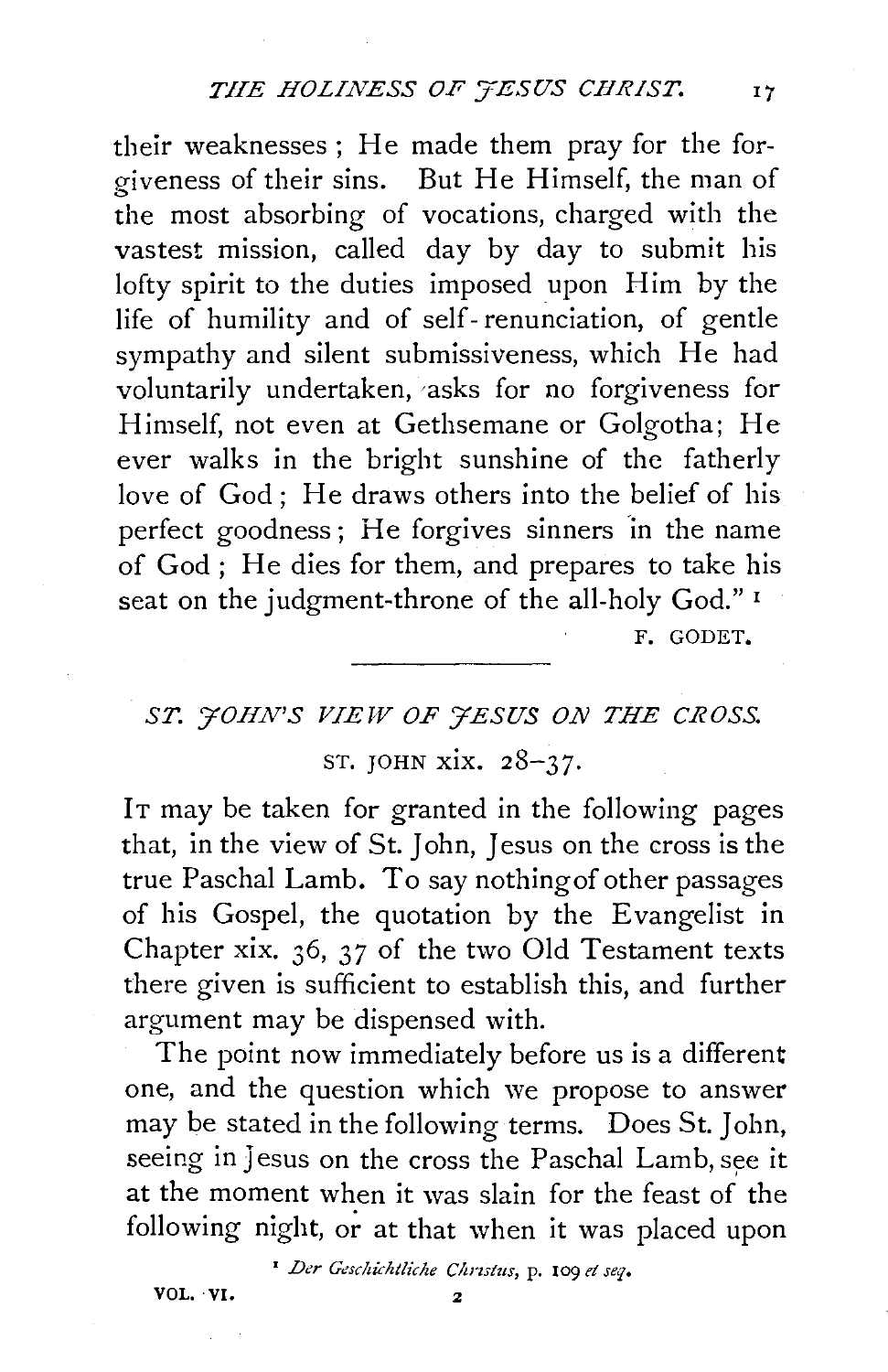their weaknesses; He made them pray for the forgiveness of their sins. But He Himself, the man of the most absorbing of vocations, charged with the vastest mission, called day by day to submit his lofty spirit to the duties imposed upon Him by the life of humility and of self-renunciation, of gentle sympathy and silent submissiveness, which He had voluntarily undertaken, asks for no forgiveness for Himself, not even at Gethsemane or Golgotha; He ever walks in the bright sunshine of the fatherly love of God; He draws others into the belief of his perfect goodness; He forgives sinners in the name of God; He dies for them, and prepares to take his seat on the judgment-throne of the all-holy God." [1]

F. GODET.

---

## *ST. JOHN'S VIEW OF JESUS ON THE CROSS.*

### ST. JOHN xix. 28–37.

IT may be taken for granted in the following pages that, in the view of St. John, Jesus on the cross is the true Paschal Lamb. To say nothing of other passages of his Gospel, the quotation by the Evangelist in Chapter xix. 36, 37 of the two Old Testament texts there given is sufficient to establish this, and further argument may be dispensed with.

The point now immediately before us is a different one, and the question which we propose to answer may be stated in the following terms. Does St. John, seeing in Jesus on the cross the Paschal Lamb, see it at the moment when it was slain for the feast of the following night, or at that when it was placed upon

[1] *Der Geschichtliche Christus*, p. 109 *et seq.*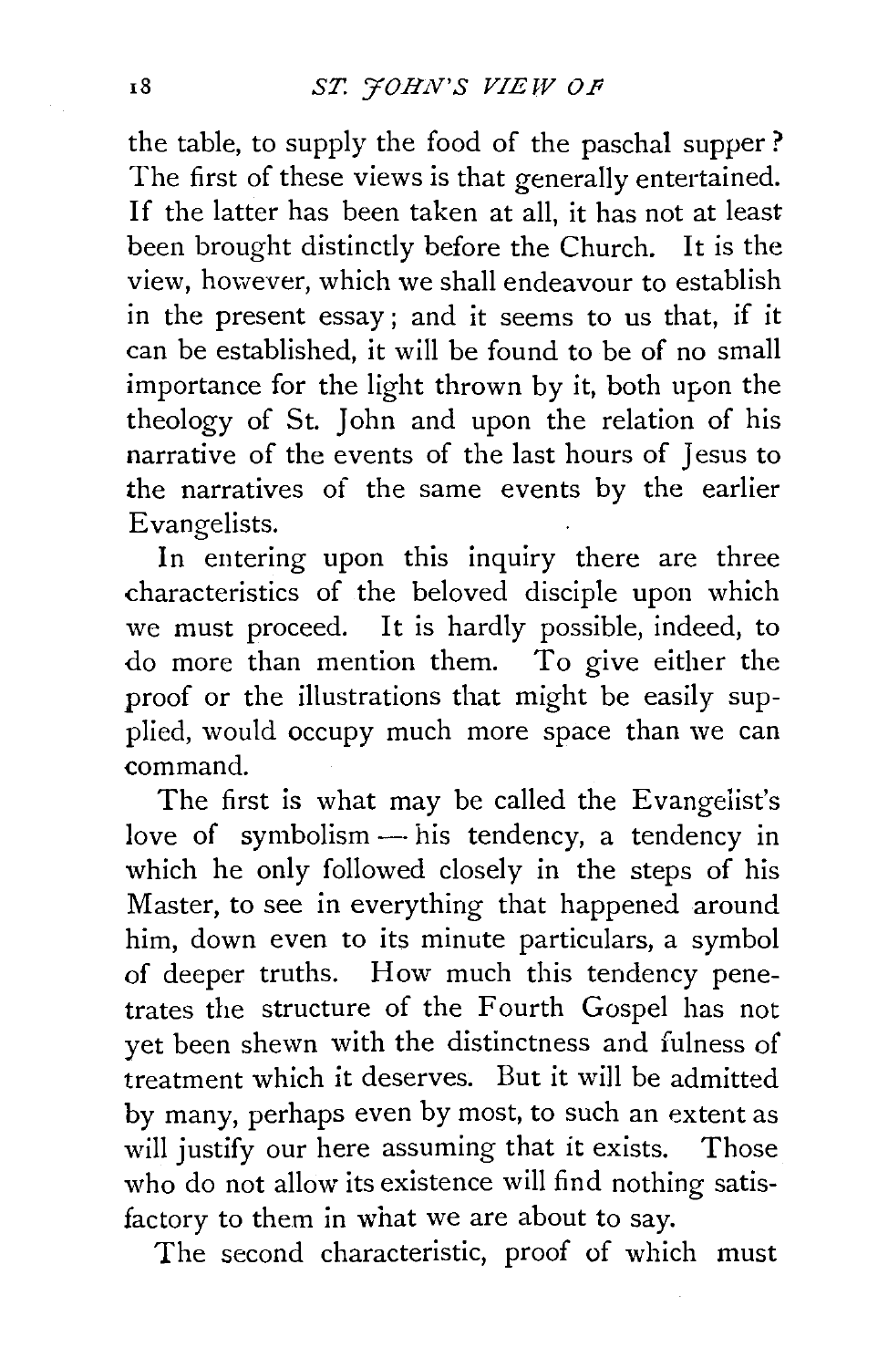the table, to supply the food of the paschal supper? The first of these views is that generally entertained. If the latter has been taken at all, it has not at least been brought distinctly before the Church. It is the view, however, which we shall endeavour to establish in the present essay; and it seems to us that, if it can be established, it will be found to be of no small importance for the light thrown by it, both upon the theology of St. John and upon the relation of his narrative of the events of the last hours of Jesus to the narratives of the same events by the earlier Evangelists.

In entering upon this inquiry there are three characteristics of the beloved disciple upon which we must proceed. It is hardly possible, indeed, to do more than mention them. To give either the proof or the illustrations that might be easily supplied, would occupy much more space than we can command.

The first is what may be called the Evangelist's love of symbolism — his tendency, a tendency in which he only followed closely in the steps of his Master, to see in everything that happened around him, down even to its minute particulars, a symbol of deeper truths. How much this tendency penetrates the structure of the Fourth Gospel has not yet been shewn with the distinctness and fulness of treatment which it deserves. But it will be admitted by many, perhaps even by most, to such an extent as will justify our here assuming that it exists. Those who do not allow its existence will find nothing satisfactory to them in what we are about to say.

The second characteristic, proof of which must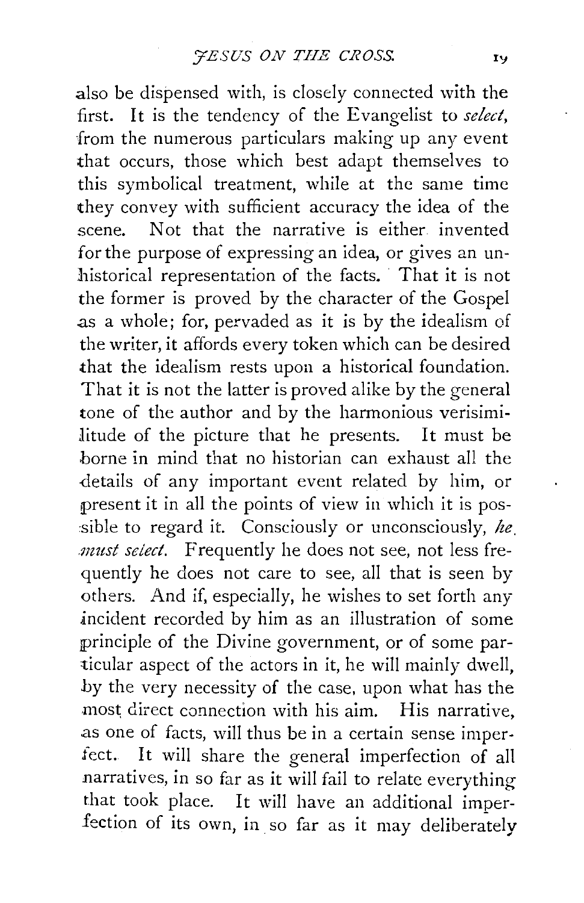also be dispensed with, is closely connected with the first. It is the tendency of the Evangelist to *select*, from the numerous particulars making up any event that occurs, those which best adapt themselves to this symbolical treatment, while at the same time they convey with sufficient accuracy the idea of the scene. Not that the narrative is either invented for the purpose of expressing an idea, or gives an unhistorical representation of the facts. That it is not the former is proved by the character of the Gospel as a whole; for, pervaded as it is by the idealism of the writer, it affords every token which can be desired that the idealism rests upon a historical foundation. That it is not the latter is proved alike by the general tone of the author and by the harmonious verisimilitude of the picture that he presents. It must be borne in mind that no historian can exhaust all the details of any important event related by him, or present it in all the points of view in which it is possible to regard it. Consciously or unconsciously, *he must select*. Frequently he does not see, not less frequently he does not care to see, all that is seen by others. And if, especially, he wishes to set forth any incident recorded by him as an illustration of some principle of the Divine government, or of some particular aspect of the actors in it, he will mainly dwell, by the very necessity of the case, upon what has the most direct connection with his aim. His narrative, as one of facts, will thus be in a certain sense imperfect. It will share the general imperfection of all narratives, in so far as it will fail to relate everything that took place. It will have an additional imperfection of its own, in so far as it may deliberately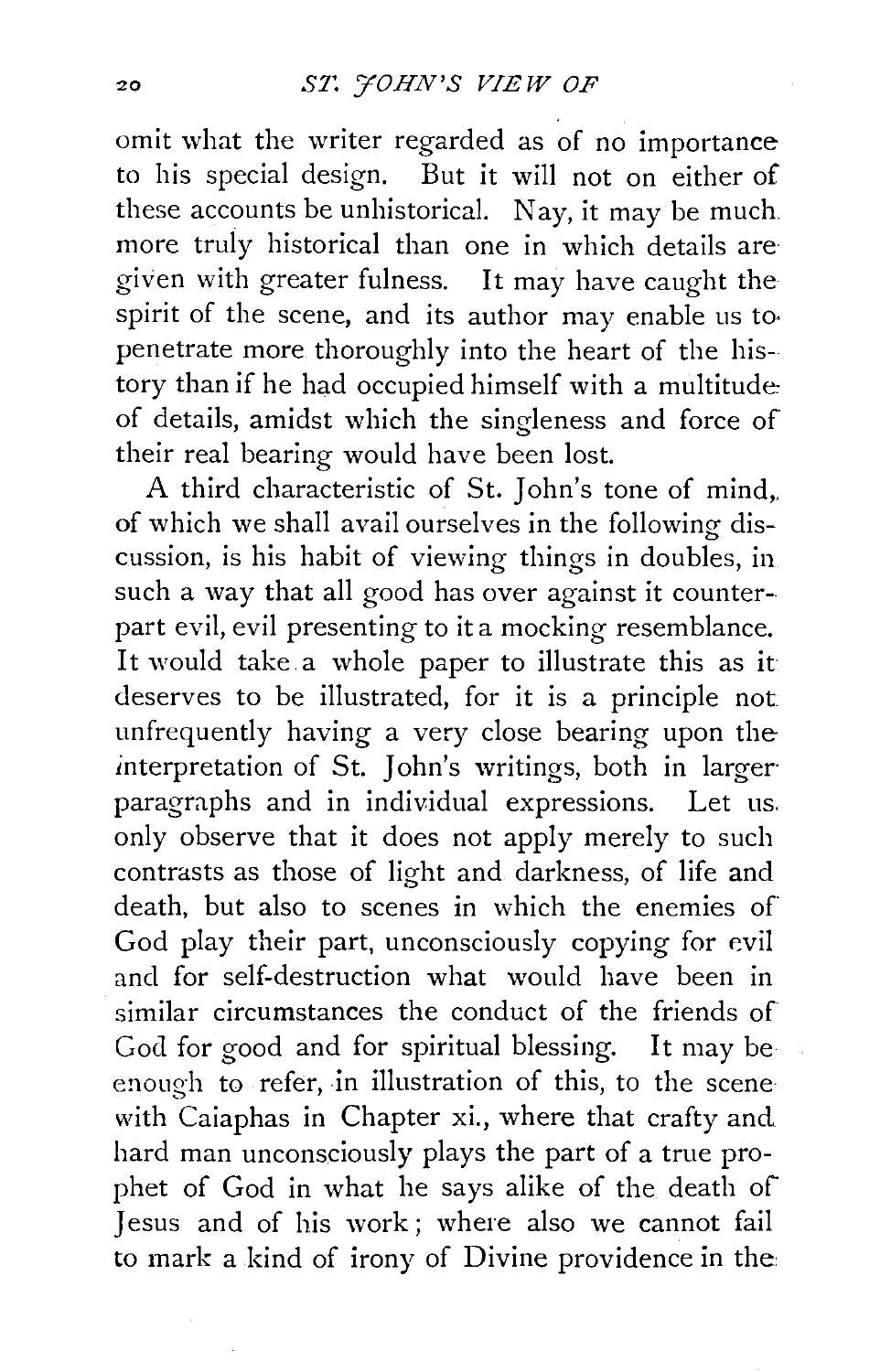omit what the writer regarded as of no importance to his special design. But it will not on either of these accounts be unhistorical. Nay, it may be much more truly historical than one in which details are given with greater fulness. It may have caught the spirit of the scene, and its author may enable us to penetrate more thoroughly into the heart of the history than if he had occupied himself with a multitude of details, amidst which the singleness and force of their real bearing would have been lost.

A third characteristic of St. John's tone of mind, of which we shall avail ourselves in the following discussion, is his habit of viewing things in doubles, in such a way that all good has over against it counterpart evil, evil presenting to it a mocking resemblance. It would take a whole paper to illustrate this as it deserves to be illustrated, for it is a principle not unfrequently having a very close bearing upon the interpretation of St. John's writings, both in larger paragraphs and in individual expressions. Let us only observe that it does not apply merely to such contrasts as those of light and darkness, of life and death, but also to scenes in which the enemies of God play their part, unconsciously copying for evil and for self-destruction what would have been in similar circumstances the conduct of the friends of God for good and for spiritual blessing. It may be enough to refer, in illustration of this, to the scene with Caiaphas in Chapter xi., where that crafty and hard man unconsciously plays the part of a true prophet of God in what he says alike of the death of Jesus and of his work; where also we cannot fail to mark a kind of irony of Divine providence in the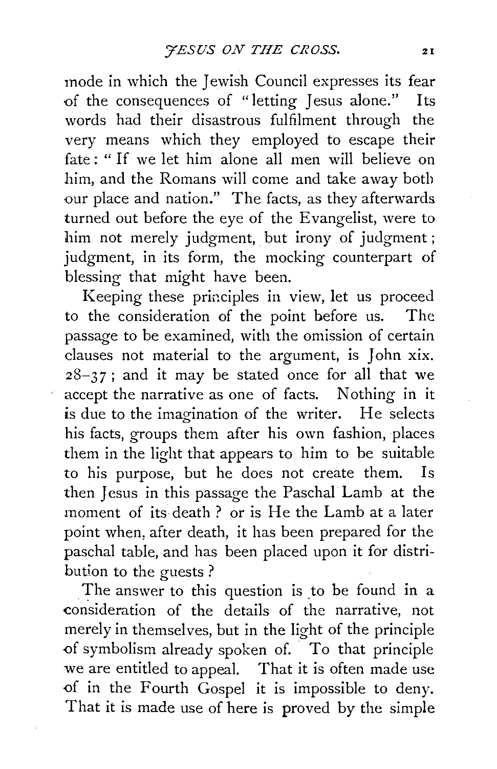mode in which the Jewish Council expresses its fear of the consequences of "letting Jesus alone." Its words had their disastrous fulfilment through the very means which they employed to escape their fate: "If we let him alone all men will believe on him, and the Romans will come and take away both our place and nation." The facts, as they afterwards turned out before the eye of the Evangelist, were to him not merely judgment, but irony of judgment; judgment, in its form, the mocking counterpart of blessing that might have been.

Keeping these principles in view, let us proceed to the consideration of the point before us. The passage to be examined, with the omission of certain clauses not material to the argument, is John xix. 28–37; and it may be stated once for all that we accept the narrative as one of facts. Nothing in it is due to the imagination of the writer. He selects his facts, groups them after his own fashion, places them in the light that appears to him to be suitable to his purpose, but he does not create them. Is then Jesus in this passage the Paschal Lamb at the moment of its death? or is He the Lamb at a later point when, after death, it has been prepared for the paschal table, and has been placed upon it for distribution to the guests?

The answer to this question is to be found in a consideration of the details of the narrative, not merely in themselves, but in the light of the principle of symbolism already spoken of. To that principle we are entitled to appeal. That it is often made use of in the Fourth Gospel it is impossible to deny. That it is made use of here is proved by the simple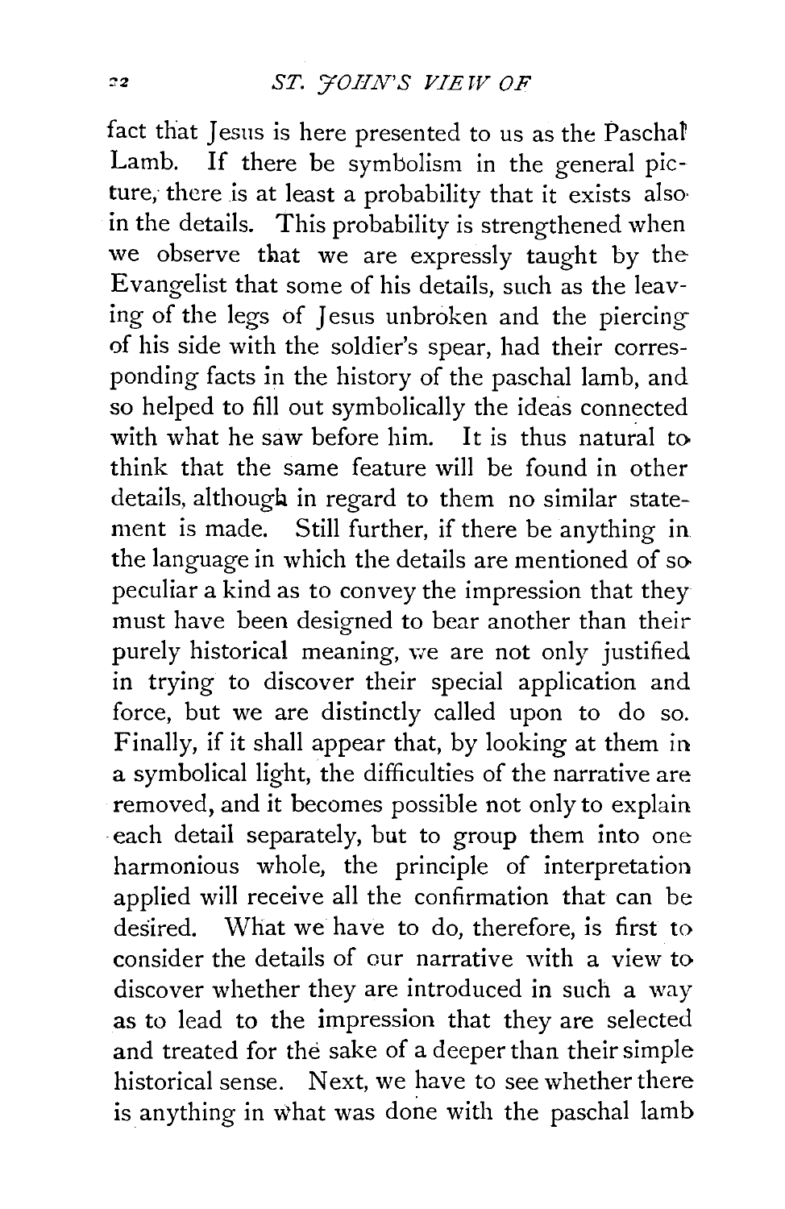fact that Jesus is here presented to us as the Paschal Lamb. If there be symbolism in the general picture, there is at least a probability that it exists also in the details. This probability is strengthened when we observe that we are expressly taught by the Evangelist that some of his details, such as the leaving of the legs of Jesus unbroken and the piercing of his side with the soldier's spear, had their corresponding facts in the history of the paschal lamb, and so helped to fill out symbolically the ideas connected with what he saw before him. It is thus natural to think that the same feature will be found in other details, although in regard to them no similar statement is made. Still further, if there be anything in the language in which the details are mentioned of so peculiar a kind as to convey the impression that they must have been designed to bear another than their purely historical meaning, we are not only justified in trying to discover their special application and force, but we are distinctly called upon to do so. Finally, if it shall appear that, by looking at them in a symbolical light, the difficulties of the narrative are removed, and it becomes possible not only to explain each detail separately, but to group them into one harmonious whole, the principle of interpretation applied will receive all the confirmation that can be desired. What we have to do, therefore, is first to consider the details of our narrative with a view to discover whether they are introduced in such a way as to lead to the impression that they are selected and treated for the sake of a deeper than their simple historical sense. Next, we have to see whether there is anything in what was done with the paschal lamb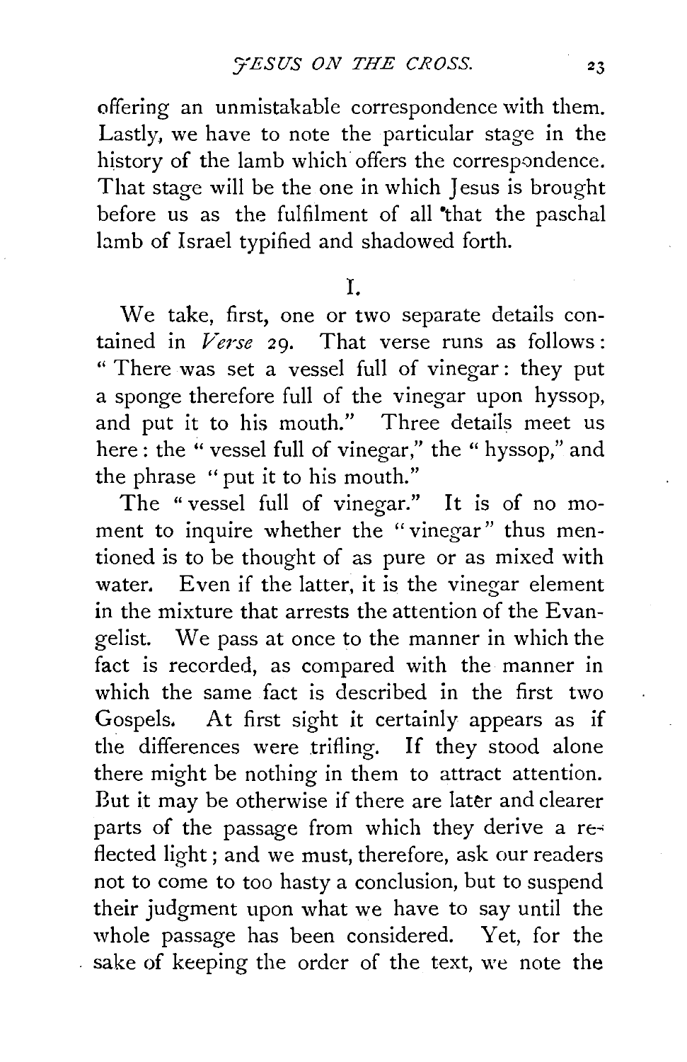offering an unmistakable correspondence with them. Lastly, we have to note the particular stage in the history of the lamb which offers the correspondence. That stage will be the one in which Jesus is brought before us as the fulfilment of all that the paschal lamb of Israel typified and shadowed forth.

## I.

We take, first, one or two separate details contained in *Verse* 29. That verse runs as follows: "There was set a vessel full of vinegar: they put a sponge therefore full of the vinegar upon hyssop, and put it to his mouth." Three details meet us here: the "vessel full of vinegar," the "hyssop," and the phrase "put it to his mouth."

The "vessel full of vinegar." It is of no moment to inquire whether the "vinegar" thus mentioned is to be thought of as pure or as mixed with water. Even if the latter, it is the vinegar element in the mixture that arrests the attention of the Evangelist. We pass at once to the manner in which the fact is recorded, as compared with the manner in which the same fact is described in the first two Gospels. At first sight it certainly appears as if the differences were trifling. If they stood alone there might be nothing in them to attract attention. But it may be otherwise if there are later and clearer parts of the passage from which they derive a reflected light; and we must, therefore, ask our readers not to come to too hasty a conclusion, but to suspend their judgment upon what we have to say until the whole passage has been considered. Yet, for the sake of keeping the order of the text, we note the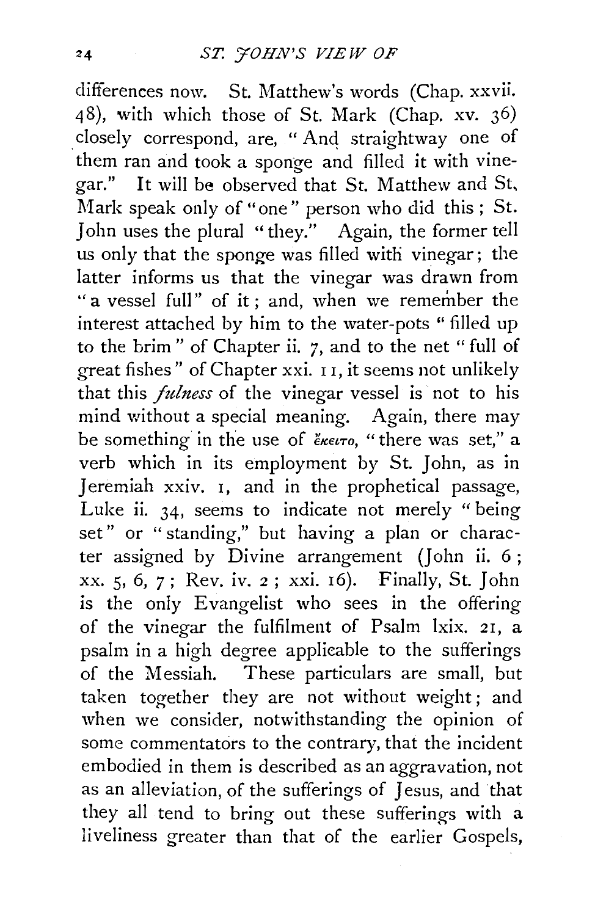differences now. St. Matthew's words (Chap. xxvii. 48), with which those of St. Mark (Chap. xv. 36) closely correspond, are, "And straightway one of them ran and took a sponge and filled it with vinegar." It will be observed that St. Matthew and St, Mark speak only of "one" person who did this; St. John uses the plural "they." Again, the former tell us only that the sponge was filled with vinegar; the latter informs us that the vinegar was drawn from "a vessel full" of it; and, when we remember the interest attached by him to the water-pots "filled up to the brim" of Chapter ii. 7, and to the net "full of great fishes" of Chapter xxi. 11, it seems not unlikely that this *fulness* of the vinegar vessel is not to his mind without a special meaning. Again, there may be something in the use of ἔκειτο, "there was set," a verb which in its employment by St. John, as in Jeremiah xxiv. 1, and in the prophetical passage, Luke ii. 34, seems to indicate not merely "being set" or "standing," but having a plan or character assigned by Divine arrangement (John ii. 6; xx. 5, 6, 7; Rev. iv. 2; xxi. 16). Finally, St. John is the only Evangelist who sees in the offering of the vinegar the fulfilment of Psalm lxix. 21, a psalm in a high degree applicable to the sufferings of the Messiah. These particulars are small, but taken together they are not without weight; and when we consider, notwithstanding the opinion of some commentators to the contrary, that the incident embodied in them is described as an aggravation, not as an alleviation, of the sufferings of Jesus, and that they all tend to bring out these sufferings with a liveliness greater than that of the earlier Gospels,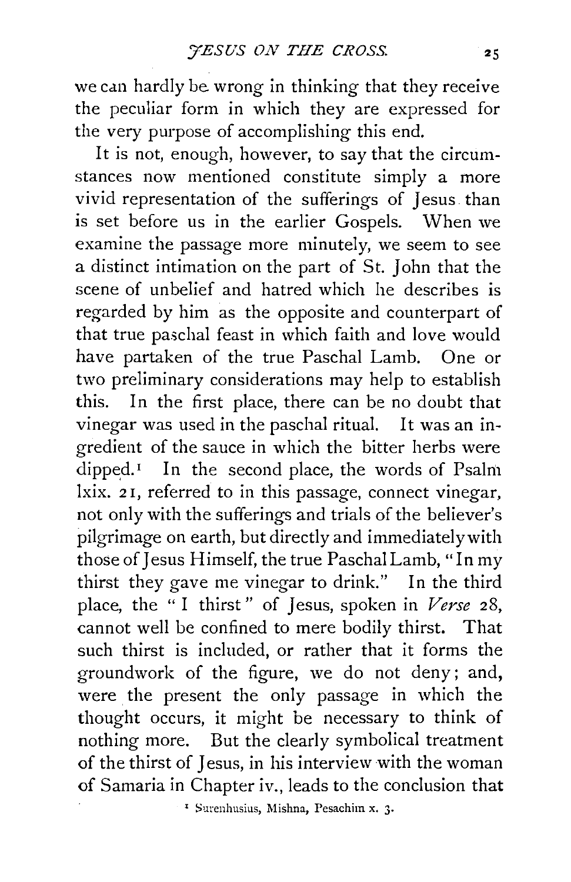we can hardly be wrong in thinking that they receive the peculiar form in which they are expressed for the very purpose of accomplishing this end.

It is not, enough, however, to say that the circumstances now mentioned constitute simply a more vivid representation of the sufferings of Jesus than is set before us in the earlier Gospels. When we examine the passage more minutely, we seem to see a distinct intimation on the part of St. John that the scene of unbelief and hatred which he describes is regarded by him as the opposite and counterpart of that true paschal feast in which faith and love would have partaken of the true Paschal Lamb. One or two preliminary considerations may help to establish this. In the first place, there can be no doubt that vinegar was used in the paschal ritual. It was an ingredient of the sauce in which the bitter herbs were dipped.[1] In the second place, the words of Psalm lxix. 21, referred to in this passage, connect vinegar, not only with the sufferings and trials of the believer's pilgrimage on earth, but directly and immediately with those of Jesus Himself, the true Paschal Lamb, "In my thirst they gave me vinegar to drink." In the third place, the "I thirst" of Jesus, spoken in *Verse* 28, cannot well be confined to mere bodily thirst. That such thirst is included, or rather that it forms the groundwork of the figure, we do not deny; and, were the present the only passage in which the thought occurs, it might be necessary to think of nothing more. But the clearly symbolical treatment of the thirst of Jesus, in his interview with the woman of Samaria in Chapter iv., leads to the conclusion that

[1] Surenhusius, Mishna, Pesachim x. 3.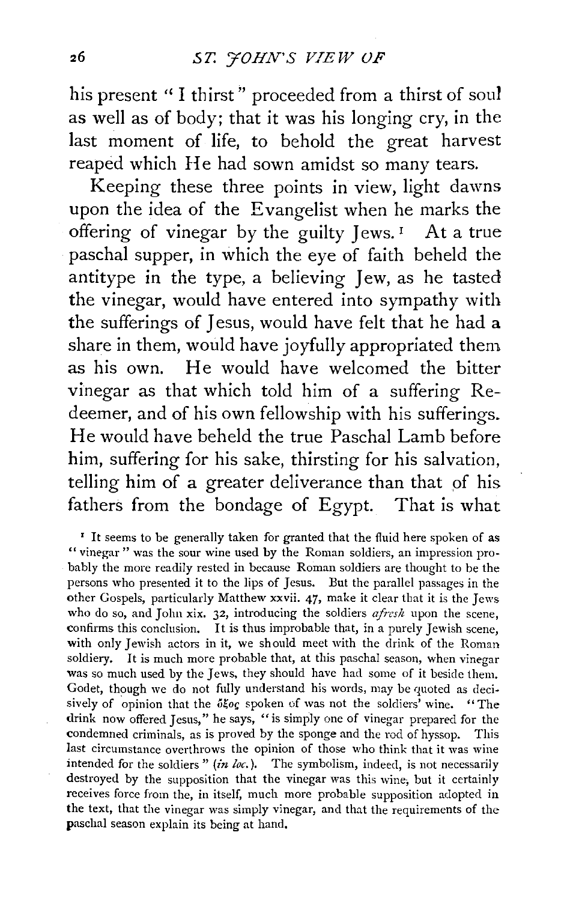his present "I thirst" proceeded from a thirst of soul as well as of body; that it was his longing cry, in the last moment of life, to behold the great harvest reaped which He had sown amidst so many tears.

Keeping these three points in view, light dawns upon the idea of the Evangelist when he marks the offering of vinegar by the guilty Jews.[1] At a true paschal supper, in which the eye of faith beheld the antitype in the type, a believing Jew, as he tasted the vinegar, would have entered into sympathy with the sufferings of Jesus, would have felt that he had a share in them, would have joyfully appropriated them as his own. He would have welcomed the bitter vinegar as that which told him of a suffering Redeemer, and of his own fellowship with his sufferings. He would have beheld the true Paschal Lamb before him, suffering for his sake, thirsting for his salvation, telling him of a greater deliverance than that of his fathers from the bondage of Egypt. That is what

[1] It seems to be generally taken for granted that the fluid here spoken of as "vinegar" was the sour wine used by the Roman soldiers, an impression probably the more readily rested in because Roman soldiers are thought to be the persons who presented it to the lips of Jesus. But the parallel passages in the other Gospels, particularly Matthew xxvii. 47, make it clear that it is the Jews who do so, and John xix. 32, introducing the soldiers *afresh* upon the scene, confirms this conclusion. It is thus improbable that, in a purely Jewish scene, with only Jewish actors in it, we should meet with the drink of the Roman soldiery. It is much more probable that, at this paschal season, when vinegar was so much used by the Jews, they should have had some of it beside them. Godet, though we do not fully understand his words, may be quoted as decisively of opinion that the ὄξος spoken of was not the soldiers' wine. "The drink now offered Jesus," he says, "is simply one of vinegar prepared for the condemned criminals, as is proved by the sponge and the rod of hyssop. This last circumstance overthrows the opinion of those who think that it was wine intended for the soldiers" (*in loc.*). The symbolism, indeed, is not necessarily destroyed by the supposition that the vinegar was this wine, but it certainly receives force from the, in itself, much more probable supposition adopted in the text, that the vinegar was simply vinegar, and that the requirements of the paschal season explain its being at hand.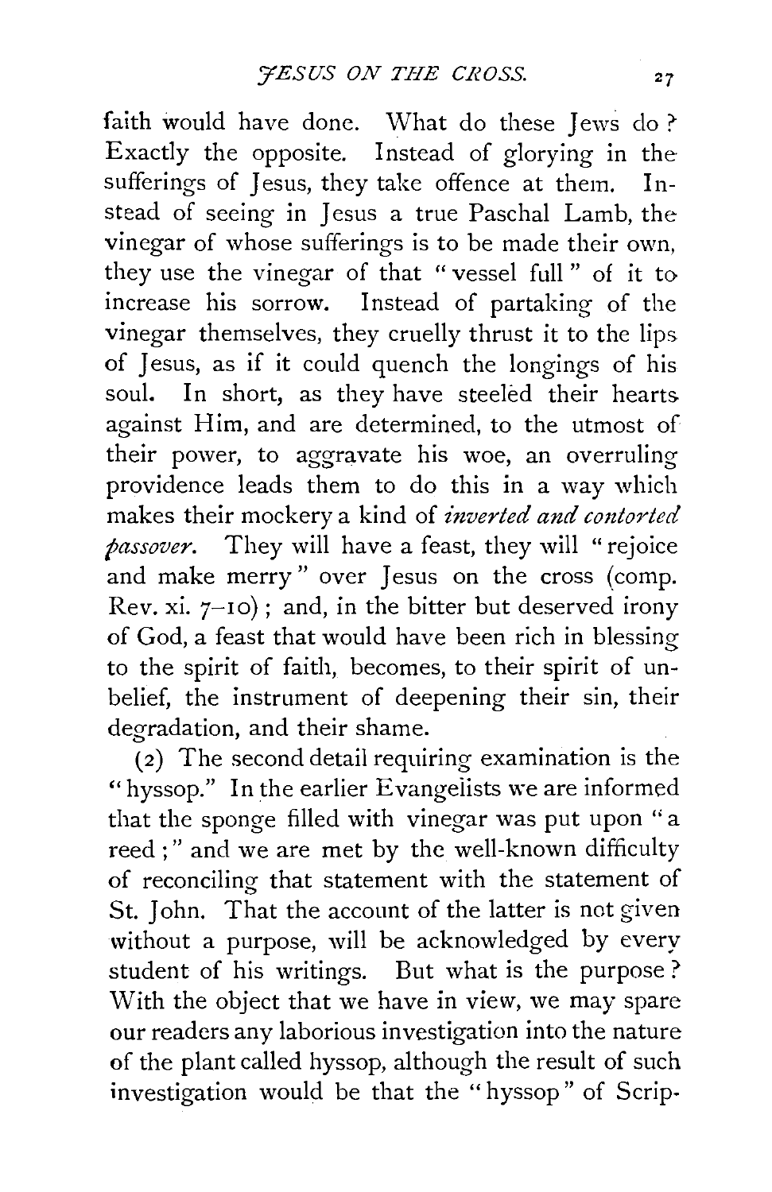faith would have done. What do these Jews do? Exactly the opposite. Instead of glorying in the sufferings of Jesus, they take offence at them. Instead of seeing in Jesus a true Paschal Lamb, the vinegar of whose sufferings is to be made their own, they use the vinegar of that "vessel full" of it to increase his sorrow. Instead of partaking of the vinegar themselves, they cruelly thrust it to the lips of Jesus, as if it could quench the longings of his soul. In short, as they have steeled their hearts against Him, and are determined, to the utmost of their power, to aggravate his woe, an overruling providence leads them to do this in a way which makes their mockery a kind of *inverted and contorted passover*. They will have a feast, they will "rejoice and make merry" over Jesus on the cross (comp. Rev. xi. 7–10); and, in the bitter but deserved irony of God, a feast that would have been rich in blessing to the spirit of faith, becomes, to their spirit of unbelief, the instrument of deepening their sin, their degradation, and their shame.

(2) The second detail requiring examination is the "hyssop." In the earlier Evangelists we are informed that the sponge filled with vinegar was put upon "a reed;" and we are met by the well-known difficulty of reconciling that statement with the statement of St. John. That the account of the latter is not given without a purpose, will be acknowledged by every student of his writings. But what is the purpose? With the object that we have in view, we may spare our readers any laborious investigation into the nature of the plant called hyssop, although the result of such investigation would be that the "hyssop" of Scrip-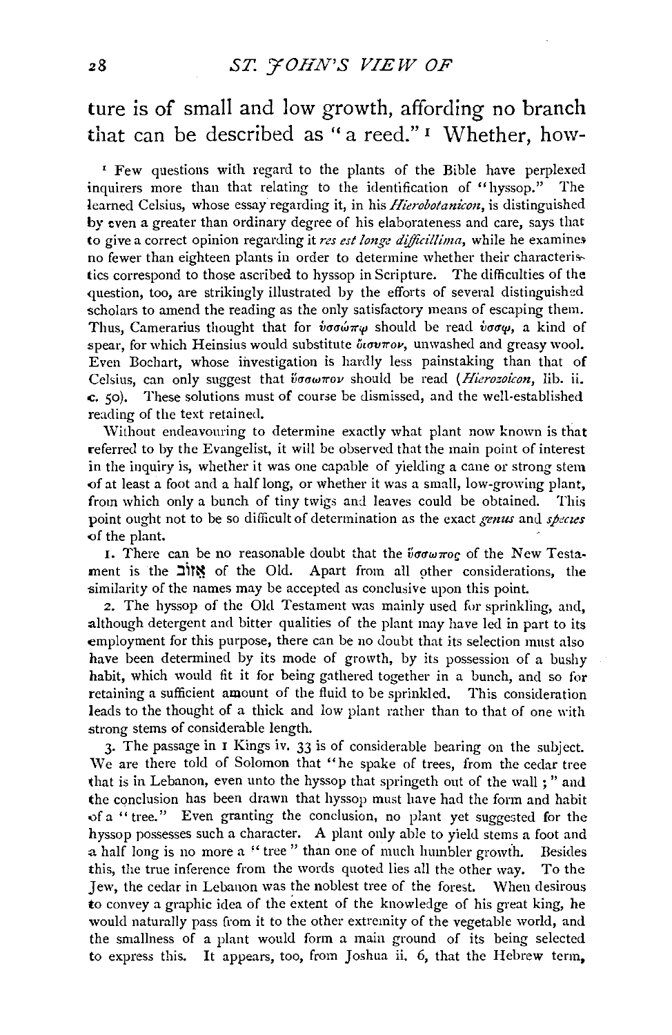ture is of small and low growth, affording no branch that can be described as "a reed." [1] Whether, how-

[1] Few questions with regard to the plants of the Bible have perplexed inquirers more than that relating to the identification of "hyssop." The learned Celsius, whose essay regarding it, in his *Hierobotanicon*, is distinguished by even a greater than ordinary degree of his elaborateness and care, says that to give a correct opinion regarding it *res est longe difficillima*, while he examines no fewer than eighteen plants in order to determine whether their characteristics correspond to those ascribed to hyssop in Scripture. The difficulties of the question, too, are strikingly illustrated by the efforts of several distinguished scholars to amend the reading as the only satisfactory means of escaping them. Thus, Camerarius thought that for ὑσσώπῳ should be read ὑσσῷ, a kind of spear, for which Heinsius would substitute ὄισυπον, unwashed and greasy wool. Even Bochart, whose investigation is hardly less painstaking than that of Celsius, can only suggest that ὕσσωπον should be read (*Hierozoicon*, lib. ii. c. 50). These solutions must of course be dismissed, and the well-established reading of the text retained.

Without endeavouring to determine exactly what plant now known is that referred to by the Evangelist, it will be observed that the main point of interest in the inquiry is, whether it was one capable of yielding a cane or strong stem of at least a foot and a half long, or whether it was a small, low-growing plant, from which only a bunch of tiny twigs and leaves could be obtained. This point ought not to be so difficult of determination as the exact *genus* and *species* of the plant.

1. There can be no reasonable doubt that the ὕσσωπος of the New Testament is the אֵזוֹב of the Old. Apart from all other considerations, the similarity of the names may be accepted as conclusive upon this point.

2. The hyssop of the Old Testament was mainly used for sprinkling, and, although detergent and bitter qualities of the plant may have led in part to its employment for this purpose, there can be no doubt that its selection must also have been determined by its mode of growth, by its possession of a bushy habit, which would fit it for being gathered together in a bunch, and so for retaining a sufficient amount of the fluid to be sprinkled. This consideration leads to the thought of a thick and low plant rather than to that of one with strong stems of considerable length.

3. The passage in 1 Kings iv. 33 is of considerable bearing on the subject. We are there told of Solomon that "he spake of trees, from the cedar tree that is in Lebanon, even unto the hyssop that springeth out of the wall;" and the conclusion has been drawn that hyssop must have had the form and habit of a "tree." Even granting the conclusion, no plant yet suggested for the hyssop possesses such a character. A plant only able to yield stems a foot and a half long is no more a "tree" than one of much humbler growth. Besides this, the true inference from the words quoted lies all the other way. To the Jew, the cedar in Lebanon was the noblest tree of the forest. When desirous to convey a graphic idea of the extent of the knowledge of his great king, he would naturally pass from it to the other extremity of the vegetable world, and the smallness of a plant would form a main ground of its being selected to express this. It appears, too, from Joshua ii. 6, that the Hebrew term,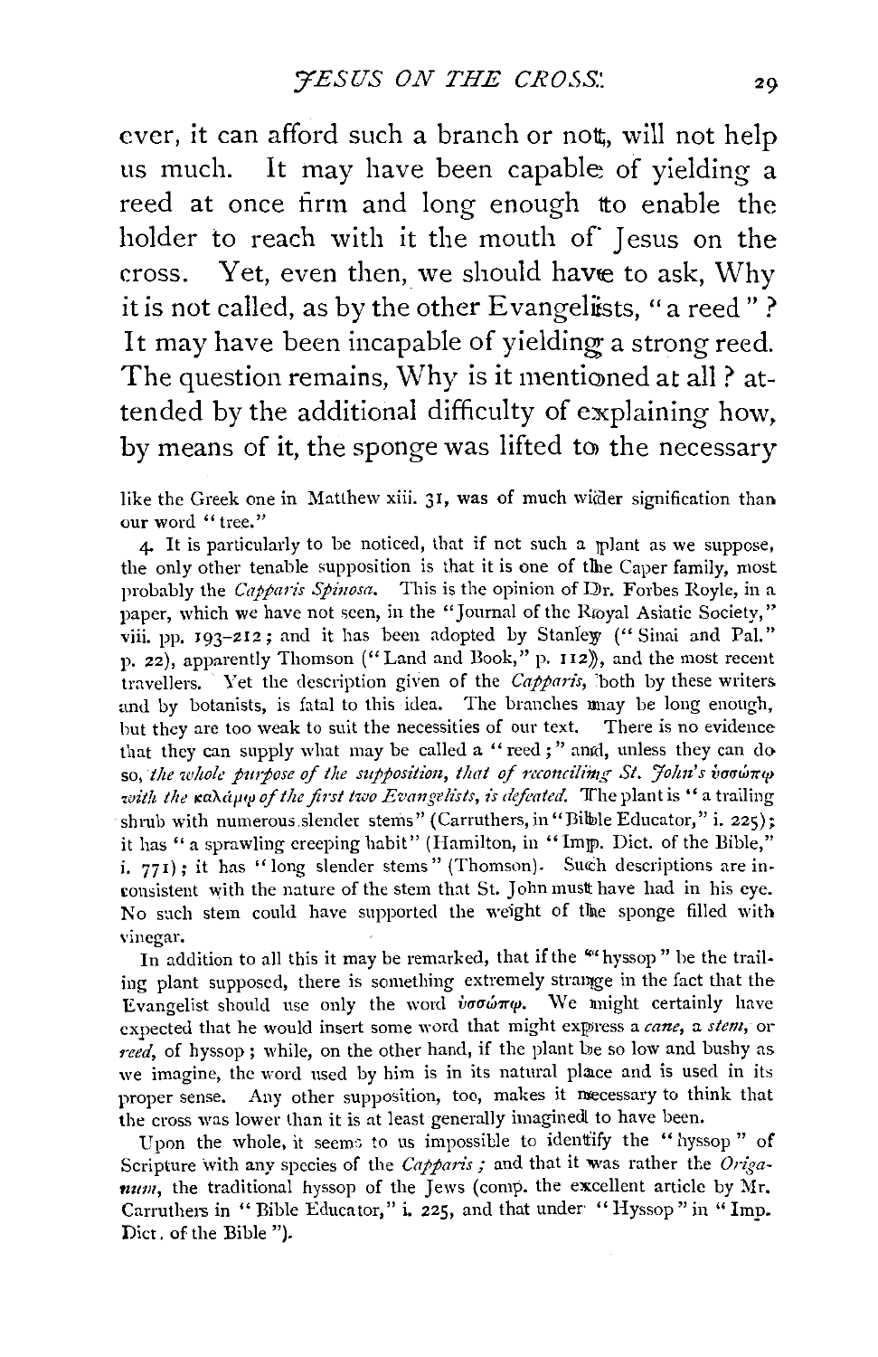ever, it can afford such a branch or not, will not help us much. It may have been capable of yielding a reed at once firm and long enough to enable the holder to reach with it the mouth of Jesus on the cross. Yet, even then, we should have to ask, Why it is not called, as by the other Evangelists, "a reed"? It may have been incapable of yielding a strong reed. The question remains, Why is it mentioned at all? attended by the additional difficulty of explaining how, by means of it, the sponge was lifted to the necessary

like the Greek one in Matthew xiii. 31, was of much wider signification than our word "tree."

4. It is particularly to be noticed, that if not such a plant as we suppose, the only other tenable supposition is that it is one of the Caper family, most probably the *Capparis Spinosa*. This is the opinion of Dr. Forbes Royle, in a paper, which we have not seen, in the "Journal of the Royal Asiatic Society," viii. pp. 193–212; and it has been adopted by Stanley ("Sinai and Pal." p. 22), apparently Thomson ("Land and Book," p. 112), and the most recent travellers. Yet the description given of the *Capparis*, both by these writers and by botanists, is fatal to this idea. The branches may be long enough, but they are too weak to suit the necessities of our text. There is no evidence that they can supply what may be called a "reed;" and, unless they can do so, *the whole purpose of the supposition, that of reconciling St. John's ὑσσώπῳ with the καλάμῳ of the first two Evangelists, is defeated.* The plant is "a trailing shrub with numerous slender stems" (Carruthers, in "Bible Educator," i. 225); it has "a sprawling creeping habit" (Hamilton, in "Imp. Dict. of the Bible," i. 771); it has "long slender stems" (Thomson). Such descriptions are inconsistent with the nature of the stem that St. John must have had in his eye. No such stem could have supported the weight of the sponge filled with vinegar.

In addition to all this it may be remarked, that if the "hyssop" be the trailing plant supposed, there is something extremely strange in the fact that the Evangelist should use only the word ὑσσώπῳ. We might certainly have expected that he would insert some word that might express a *cane*, a *stem*, or *reed*, of hyssop; while, on the other hand, if the plant be so low and bushy as we imagine, the word used by him is in its natural place and is used in its proper sense. Any other supposition, too, makes it necessary to think that the cross was lower than it is at least generally imagined to have been.

Upon the whole, it seems to us impossible to identify the "hyssop" of Scripture with any species of the *Capparis*; and that it was rather the *Origanum*, the traditional hyssop of the Jews (comp. the excellent article by Mr. Carruthers in "Bible Educator," i. 225, and that under "Hyssop" in "Imp. Dict. of the Bible").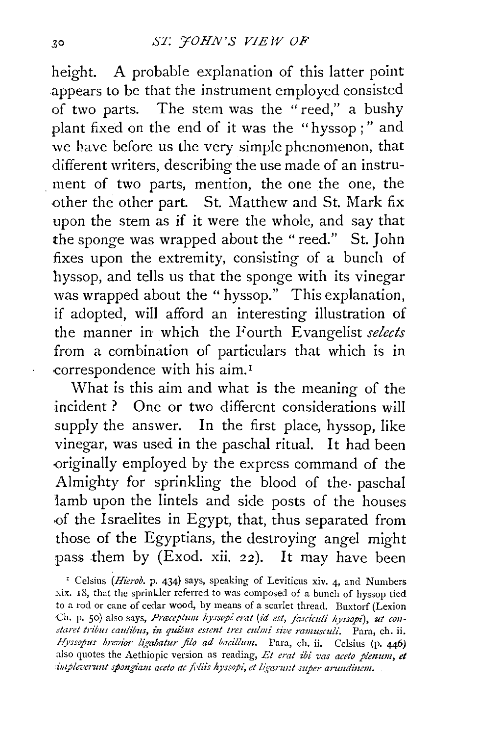height. A probable explanation of this latter point appears to be that the instrument employed consisted of two parts. The stem was the "reed," a bushy plant fixed on the end of it was the "hyssop;" and we have before us the very simple phenomenon, that different writers, describing the use made of an instrument of two parts, mention, the one the one, the other the other part. St. Matthew and St. Mark fix upon the stem as if it were the whole, and say that the sponge was wrapped about the "reed." St. John fixes upon the extremity, consisting of a bunch of hyssop, and tells us that the sponge with its vinegar was wrapped about the "hyssop." This explanation, if adopted, will afford an interesting illustration of the manner in which the Fourth Evangelist *selects* from a combination of particulars that which is in correspondence with his aim.[1]

What is this aim and what is the meaning of the incident? One or two different considerations will supply the answer. In the first place, hyssop, like vinegar, was used in the paschal ritual. It had been originally employed by the express command of the Almighty for sprinkling the blood of the paschal lamb upon the lintels and side posts of the houses of the Israelites in Egypt, that, thus separated from those of the Egyptians, the destroying angel might pass them by (Exod. xii. 22). It may have been

[1] Celsius (*Hierob.* p. 434) says, speaking of Leviticus xiv. 4, and Numbers xix. 18, that the sprinkler referred to was composed of a bunch of hyssop tied to a rod or cane of cedar wood, by means of a scarlet thread. Buxtorf (Lexion Ch. p. 50) also says, *Præceptum hyssopi erat* (*id est, fasciculi hyssopi*), *ut constaret tribus caulibus, in quibus essent tres culmi sive ramusculi.* Para, ch. ii. *Hyssopus brevior ligabatur filo ad bacillum.* Para, ch. ii. Celsius (p. 446) also quotes the Aethiopic version as reading, *Et erat ibi vas aceto plenum, et impleverunt spongiam aceto ac foliis hyssopi, et ligarunt super arundinem.*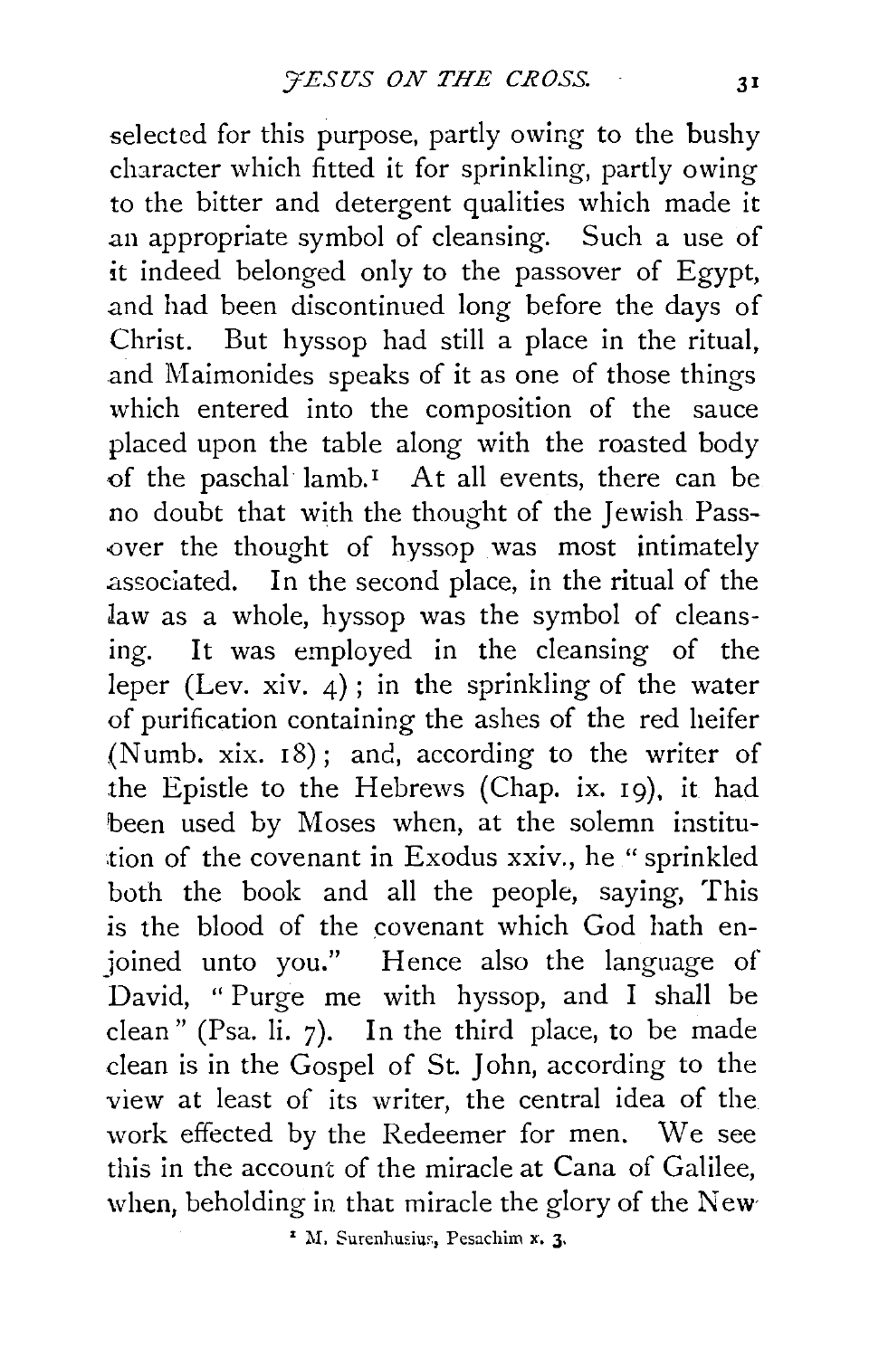selected for this purpose, partly owing to the bushy character which fitted it for sprinkling, partly owing to the bitter and detergent qualities which made it an appropriate symbol of cleansing. Such a use of it indeed belonged only to the passover of Egypt, and had been discontinued long before the days of Christ. But hyssop had still a place in the ritual, and Maimonides speaks of it as one of those things which entered into the composition of the sauce placed upon the table along with the roasted body of the paschal lamb.[1] At all events, there can be no doubt that with the thought of the Jewish Passover the thought of hyssop was most intimately associated. In the second place, in the ritual of the law as a whole, hyssop was the symbol of cleansing. It was employed in the cleansing of the leper (Lev. xiv. 4); in the sprinkling of the water of purification containing the ashes of the red heifer (Numb. xix. 18); and, according to the writer of the Epistle to the Hebrews (Chap. ix. 19), it had been used by Moses when, at the solemn institution of the covenant in Exodus xxiv., he "sprinkled both the book and all the people, saying, This is the blood of the covenant which God hath enjoined unto you." Hence also the language of David, "Purge me with hyssop, and I shall be clean" (Psa. li. 7). In the third place, to be made clean is in the Gospel of St. John, according to the view at least of its writer, the central idea of the work effected by the Redeemer for men. We see this in the account of the miracle at Cana of Galilee, when, beholding in that miracle the glory of the New

[1] M. Surenhusius, Pesachim x. 3.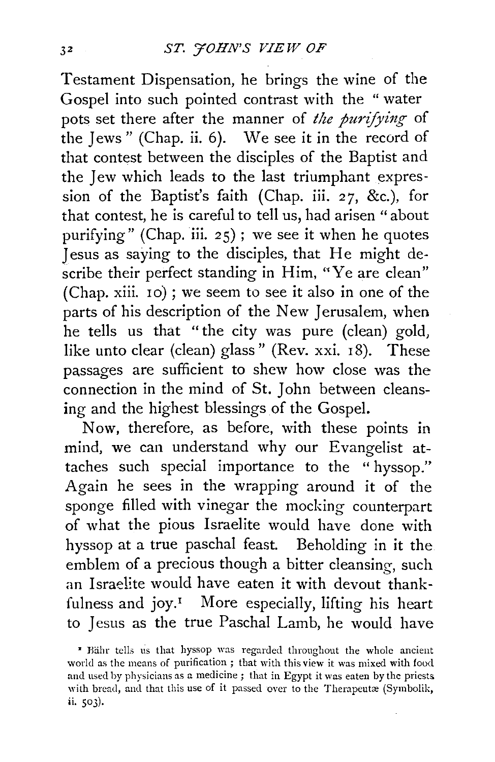Testament Dispensation, he brings the wine of the Gospel into such pointed contrast with the "water pots set there after the manner of *the purifying* of the Jews" (Chap. ii. 6). We see it in the record of that contest between the disciples of the Baptist and the Jew which leads to the last triumphant expression of the Baptist's faith (Chap. iii. 27, &c.), for that contest, he is careful to tell us, had arisen "about purifying" (Chap. iii. 25); we see it when he quotes Jesus as saying to the disciples, that He might describe their perfect standing in Him, "Ye are clean" (Chap. xiii. 10); we seem to see it also in one of the parts of his description of the New Jerusalem, when he tells us that "the city was pure (clean) gold, like unto clear (clean) glass" (Rev. xxi. 18). These passages are sufficient to shew how close was the connection in the mind of St. John between cleansing and the highest blessings of the Gospel.

Now, therefore, as before, with these points in mind, we can understand why our Evangelist attaches such special importance to the "hyssop." Again he sees in the wrapping around it of the sponge filled with vinegar the mocking counterpart of what the pious Israelite would have done with hyssop at a true paschal feast. Beholding in it the emblem of a precious though a bitter cleansing, such an Israelite would have eaten it with devout thankfulness and joy.[1] More especially, lifting his heart to Jesus as the true Paschal Lamb, he would have

[1] Bähr tells us that hyssop was regarded throughout the whole ancient world as the means of purification; that with this view it was mixed with food and used by physicians as a medicine; that in Egypt it was eaten by the priests with bread, and that this use of it passed over to the Therapeutæ (Symbolik, ii. 503).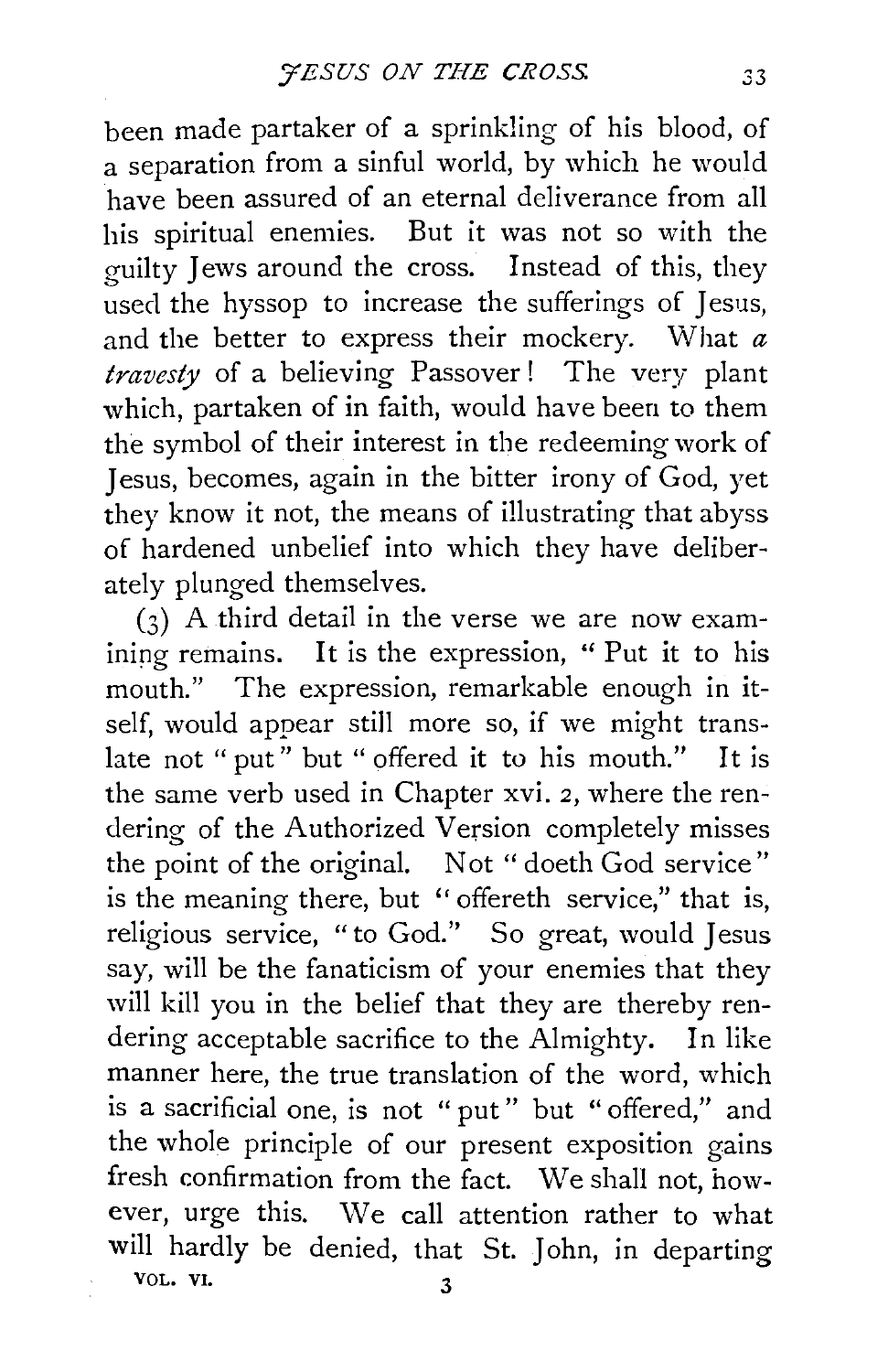been made partaker of a sprinkling of his blood, of a separation from a sinful world, by which he would have been assured of an eternal deliverance from all his spiritual enemies. But it was not so with the guilty Jews around the cross. Instead of this, they used the hyssop to increase the sufferings of Jesus, and the better to express their mockery. What *a travesty* of a believing Passover! The very plant which, partaken of in faith, would have been to them the symbol of their interest in the redeeming work of Jesus, becomes, again in the bitter irony of God, yet they know it not, the means of illustrating that abyss of hardened unbelief into which they have deliberately plunged themselves.

(3) A third detail in the verse we are now examining remains. It is the expression, "Put it to his mouth." The expression, remarkable enough in itself, would appear still more so, if we might translate not "put" but "offered it to his mouth." It is the same verb used in Chapter xvi. 2, where the rendering of the Authorized Version completely misses the point of the original. Not "doeth God service" is the meaning there, but "offereth service," that is, religious service, "to God." So great, would Jesus say, will be the fanaticism of your enemies that they will kill you in the belief that they are thereby rendering acceptable sacrifice to the Almighty. In like manner here, the true translation of the word, which is a sacrificial one, is not "put" but "offered," and the whole principle of our present exposition gains fresh confirmation from the fact. We shall not, however, urge this. We call attention rather to what will hardly be denied, that St. John, in departing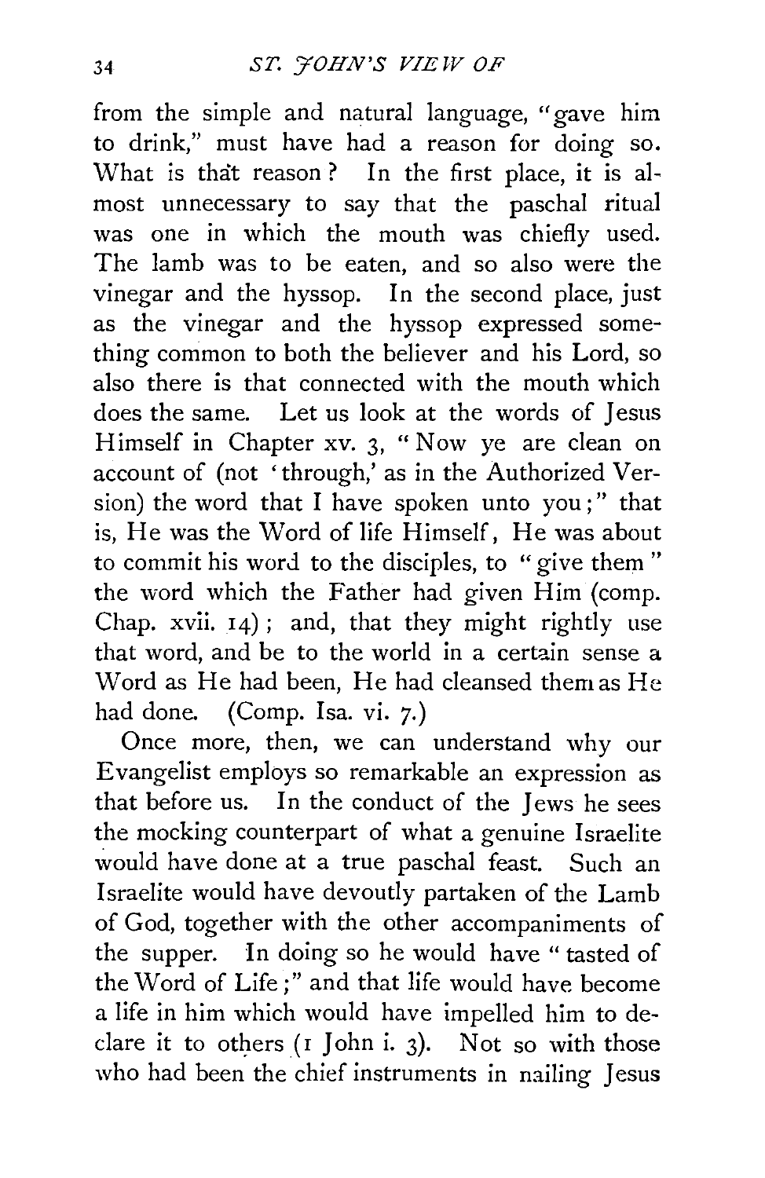from the simple and natural language, "gave him to drink," must have had a reason for doing so. What is that reason? In the first place, it is almost unnecessary to say that the paschal ritual was one in which the mouth was chiefly used. The lamb was to be eaten, and so also were the vinegar and the hyssop. In the second place, just as the vinegar and the hyssop expressed something common to both the believer and his Lord, so also there is that connected with the mouth which does the same. Let us look at the words of Jesus Himself in Chapter xv. 3, "Now ye are clean on account of (not 'through,' as in the Authorized Version) the word that I have spoken unto you;" that is, He was the Word of life Himself, He was about to commit his word to the disciples, to "give them" the word which the Father had given Him (comp. Chap. xvii. 14); and, that they might rightly use that word, and be to the world in a certain sense a Word as He had been, He had cleansed them as He had done. (Comp. Isa. vi. 7.)

Once more, then, we can understand why our Evangelist employs so remarkable an expression as that before us. In the conduct of the Jews he sees the mocking counterpart of what a genuine Israelite would have done at a true paschal feast. Such an Israelite would have devoutly partaken of the Lamb of God, together with the other accompaniments of the supper. In doing so he would have "tasted of the Word of Life;" and that life would have become a life in him which would have impelled him to declare it to others (1 John i. 3). Not so with those who had been the chief instruments in nailing Jesus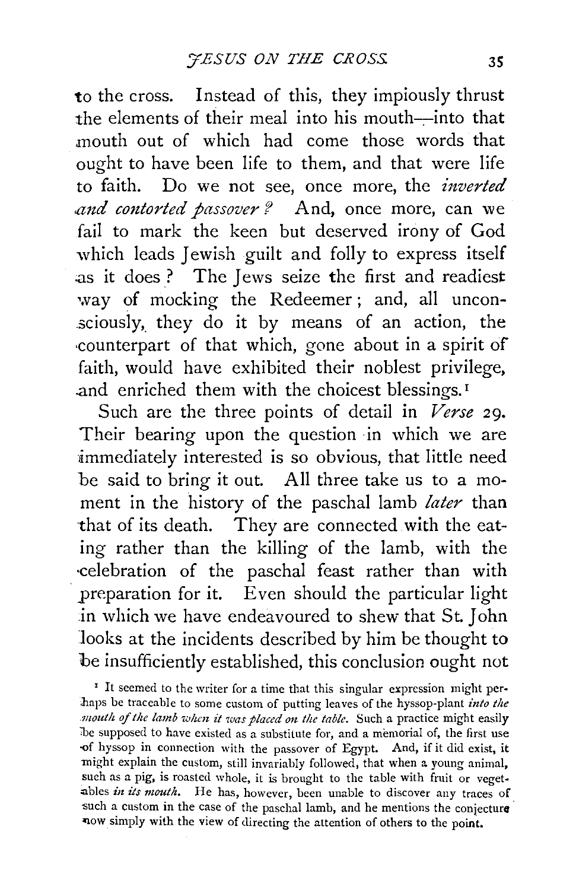to the cross. Instead of this, they impiously thrust the elements of their meal into his mouth—into that mouth out of which had come those words that ought to have been life to them, and that were life to faith. Do we not see, once more, the *inverted and contorted passover?* And, once more, can we fail to mark the keen but deserved irony of God which leads Jewish guilt and folly to express itself as it does? The Jews seize the first and readiest way of mocking the Redeemer; and, all unconsciously, they do it by means of an action, the counterpart of that which, gone about in a spirit of faith, would have exhibited their noblest privilege, and enriched them with the choicest blessings.[1]

Such are the three points of detail in *Verse* 29. Their bearing upon the question in which we are immediately interested is so obvious, that little need be said to bring it out. All three take us to a moment in the history of the paschal lamb *later* than that of its death. They are connected with the eating rather than the killing of the lamb, with the celebration of the paschal feast rather than with preparation for it. Even should the particular light in which we have endeavoured to shew that St. John looks at the incidents described by him be thought to be insufficiently established, this conclusion ought not

[1] It seemed to the writer for a time that this singular expression might perhaps be traceable to some custom of putting leaves of the hyssop-plant *into the mouth of the lamb when it was placed on the table.* Such a practice might easily be supposed to have existed as a substitute for, and a memorial of, the first use of hyssop in connection with the passover of Egypt. And, if it did exist, it might explain the custom, still invariably followed, that when a young animal, such as a pig, is roasted whole, it is brought to the table with fruit or vegetables *in its mouth.* He has, however, been unable to discover any traces of such a custom in the case of the paschal lamb, and he mentions the conjecture now simply with the view of directing the attention of others to the point.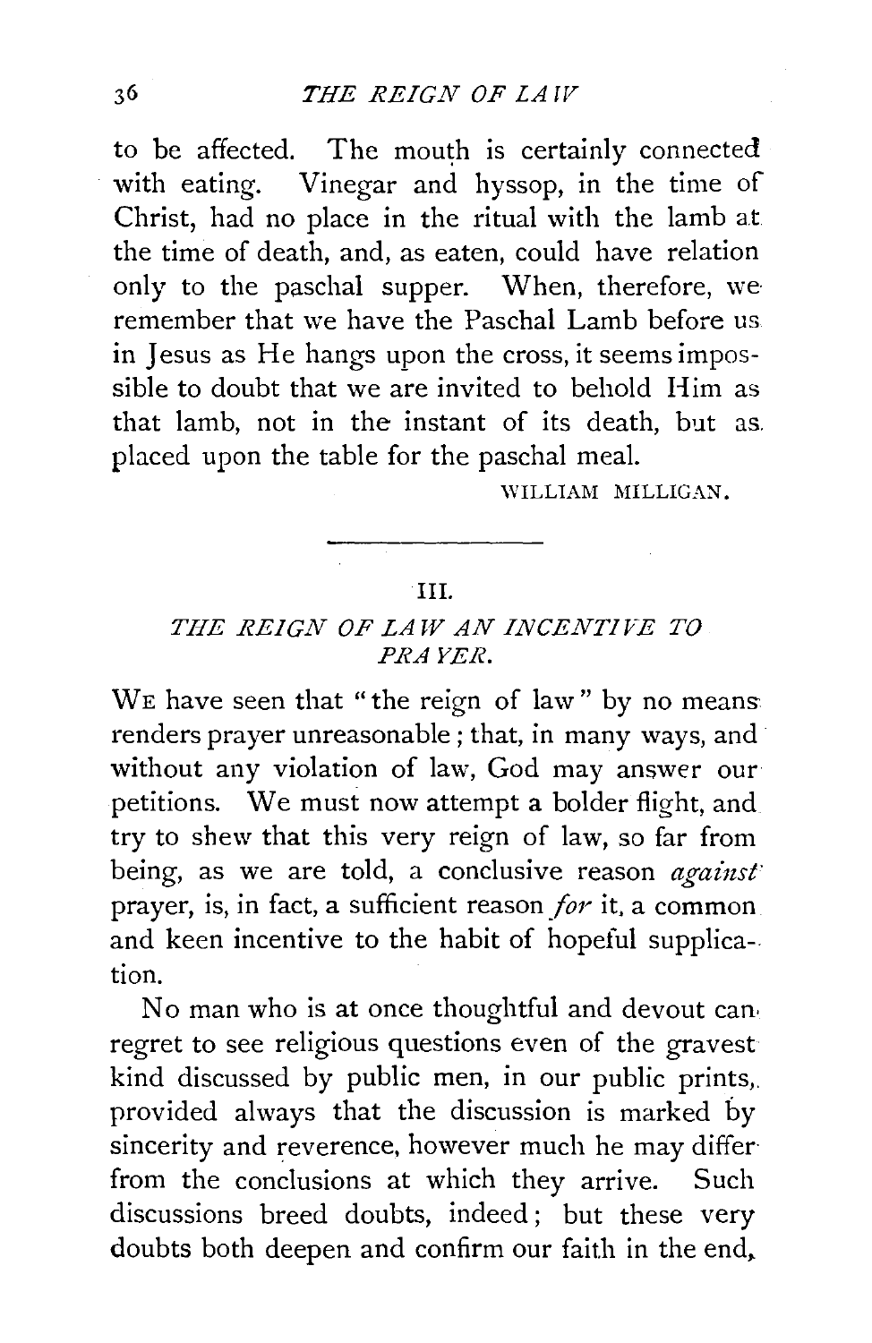to be affected. The mouth is certainly connected with eating. Vinegar and hyssop, in the time of Christ, had no place in the ritual with the lamb at the time of death, and, as eaten, could have relation only to the paschal supper. When, therefore, we remember that we have the Paschal Lamb before us in Jesus as He hangs upon the cross, it seems impossible to doubt that we are invited to behold Him as that lamb, not in the instant of its death, but as placed upon the table for the paschal meal.

WILLIAM MILLIGAN.

---

## III.

## *THE REIGN OF LAW AN INCENTIVE TO PRAYER.*

We have seen that "the reign of law" by no means renders prayer unreasonable; that, in many ways, and without any violation of law, God may answer our petitions. We must now attempt a bolder flight, and try to shew that this very reign of law, so far from being, as we are told, a conclusive reason *against* prayer, is, in fact, a sufficient reason *for* it, a common and keen incentive to the habit of hopeful supplication.

No man who is at once thoughtful and devout can regret to see religious questions even of the gravest kind discussed by public men, in our public prints, provided always that the discussion is marked by sincerity and reverence, however much he may differ from the conclusions at which they arrive. Such discussions breed doubts, indeed; but these very doubts both deepen and confirm our faith in the end,